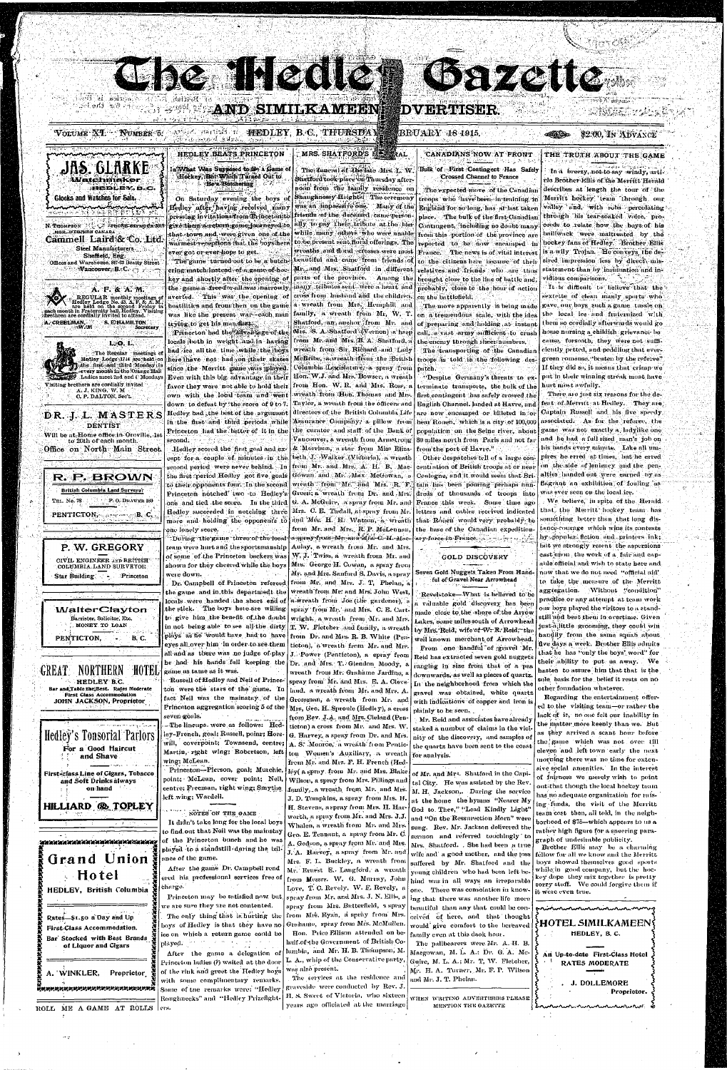# The Hedley Gazette

## AND SIMILKAMEEN ADVERTISER.

VOLUME XI. NUMBER 6. HEDLEY, B.C., THURSDAY, FEBRUARY 18 1915. $2.00, IN ADVANCE

---

**JAS. CLARKE**
Watchmaker
HEDLEY, B.C.
Clocks and Watches for Sale.

---

N. THOMPSON PHONE SEYMOUR 5913
MGR. WESTERN CANADA
**Cammell Laird & Co. Ltd.**
Steel Manufacturers
Sheffield, Eng.
Offices and Warehouse, 847-63 Beatty Street
Vancouver, B.C.

---

**A. F. & A. M.**

REGULAR monthly meetings of Hedley Lodge No. 43, A. F. & A. M. are held on the second Friday in each month in Fraternity hall, Hedley. Visiting brethren are cordially invited to attend.

A. CREELMAN, W. M. S. E. HAMILTON Secretary

---

**L. O. L.**

The Regular meetings of Hedley Lodge 1744 are held on the first and third Monday in every month in the Orange Hall. Ladies meet 2nd and 4th Mondays. Visiting brethren are cordially invited

A. J. KING, W. M.
G. P. DALTON, Sec't.

---

**DR. J. L. MASTERS**
DENTIST

Will be at Home office in Oroville, 1st to 20th of each month.

Office on North Main Street

---

**R. P. BROWN**
British Columbia Land Surveyor

TEL. No. 78 P. O. DRAWER 160

PENTICTON, B. C.

---

**P. W. GREGORY**
CIVIL ENGINEER AND BRITISH COLUMBIA LAND SURVEYOR
Star Building Princeton

---

**Walter Clayton**
Barrister, Solicitor, Etc.
MONEY TO LOAN
PENTICTON, B. C.

---

**GREAT NORTHERN HOTEL**
HEDLEY B.C.
Bar and Table the Best. Rates Moderate
First Class Accommodation
JOHN JACKSON, Proprietor

---

**Hedley's Tonsorial Parlors**
For a Good Haircut and Shave

First-class Line of Cigars, Tobacco and Soft Drinks always on hand

**HILLIARD & TOPLEY**

---

**Grand Union Hotel**
HEDLEY, British Columbia

Rates—$1.50 a Day and Up
First-Class Accommodation.
Bar Stocked with Best Brands of Liquor and Cigars

A. WINKLER, Proprietor.

---

ROLL ME A GAME AT ROLLS

---

## HEDLEY BEATS PRINCETON

### In What Was Supposed to Be a Game of Hockey, But Which Turned Out to Be a Butchering

On Saturday evening the boys of Hedley after having received many pressing invitations from Princeton to give them a return game, journeyed to that town and were given one of the warmest receptions that the boys there ever got or ever hope to get.

The game turned out to be a butchering match instead of a game of hockey and shortly after the opening of the game a free-for-all was narrowly averted. This was the opening of hostilities and from then on the game was like the present war—each man trying to get his man first.

Princeton had the advantage of the locals both in weight and in having had ice all the time while the boys here have not had on their skates since the Merritt game was played. Even with this big advantage in their favor they were not able to hold their own with the local team and went down to defeat by the score of 9 to 7. Hedley had the best of the argument in the first and third periods while Princeton had the better of it in the second.

Hedley scored the first goal and except for a couple of minutes in the second period were never behind. In the first period Hedley got five goals to their opponents four. In the second Princeton notched two to Hedley's one and tied the score. In the third Hedley succeeded in notching three more and holding the opponents to one lonely score.

During the game three of the local team were hurt and the sportsmanship of some of the Princeton backers was shown for they cheered while the boys were down.

Dr. Campbell of Princeton refereed the game and in this department the locals were handed the short end of the stick. The boys here are willing to give him the benefit of the doubt in not being able to see all the dirty plays as he would have had to have eyes all over him in order to see them all and as there was no judge of play he had his hands full keeping the game as tame as it was.

Russell of Hedley and Neil of Princeton were the stars of the game. In fact Neil was the mainstay of the Princeton aggregation scoring 5 of the seven goals.

The lineups were as follows: Hedley—French, goal; Russell, point; Horswill, coverpoint; Townsend, centre; Martin, right wing; Robertson, left wing; McLean.

Princeton—Pierson, goal; Murchie, point; McLean, cover point; Neil, centre; Freeman, right wing; Smythe, left wing; Wardell.

#### NOTES ON THE GAME

It didn't take long for the local boys to find out that Neil was the mainstay of the Princeton bunch and he was played to a standstill during the balance of the game.

After the game Dr. Campbell rendered his professional services free of charge.

Princeton may be satisfied now but we are sure they are not contented.

The only thing that is hurting the boys of Hedley is that they have no ice on which a return game could be played.

After the game a delegation of Princeton ladies (?) waited at the door of the rink and greet the Hedley boys with some complimentary remarks. Some of the remarks were: "Hedley Roughnecks" and "Hedley Prizefighters".

---

## MRS. SHATFORD'S FUNERAL

The funeral of the late Mrs. L. W. Shatford took place on Thursday afternoon from the family residence on Shaughnessy Heights. The ceremony was an impressive one. Many of the friends of the deceased came personally to pay their tribute at the bier while many others who were unable to be present sent floral offerings. The wreaths and floral crosses were most beautiful and came from friends of Mr. and Mrs. Shatford in different parts of the province. Among the many tributes sent were a heart and cross from husband and the children, a wreath from Mrs. Hemphill and family, a wreath from Mr. W. T. Shatford, an anchor from Mr. and Mrs. S. A. Shatford (Vernon) a harp from Mr. and Mrs. B. A. Shatford, a wreath from Sir Richard and Lady McBride, a wreath from the British Columbia Legislature, a spray from Hon. W. J. and Mrs. Bowser, a wreath from Hon. W. R. and Mrs. Ross, a wreath from Hon. Thomas and Mrs. Taylor, a wreath from the officers and directors of the British Columbia Life Assurance Company, a pillow from the curator and staff of the Bank of Vancouver, a wreath from Armstrong & Morrison, a star from Miss Elizabeth J. Walker (Victoria), a wreath from Mr. and Mrs. A. H. B. Macgowan and Mr. Max McGowan, a wreath from Mr. and Mrs. R. F. Green, a wreath from Dr. and Mrs. G. A. McGuire, a spray from Mr. and Mrs. C. E. Tisdall, a spray from Mr. and Mrs. H. H. Watson, a wreath from Mr. and Mrs. R. P. McLennan, a spray from Mr. and Mrs. C. H. Macaulay, a wreath from Mr. and Mrs. W. J. Twiss, a wreath from Mr. and Mrs. George H. Cowan, a spray from Mr. and Mrs. Sanford S. Davis, a spray from Mr. and Mrs. J. T. Phelan, a wreath from Mr. and Mrs. John West, a wreath from Joe (the gardener), a spray from Mr. and Mrs. C. E. Cartwright, a wreath from Mr. and Mrs. T. W. Fletcher and family, a wreath from Dr. and Mrs. R. B. White (Penticton), a wreath from Mr. and Mrs. J. Power (Penticton), a spray from Dr. and Mrs. T. Glendon Moody, a wreath from Mr. Grahame Jardine, a spray from Mr. and Mrs. E. A. Cleveland, a wreath from Mr. and Mrs. A. Gressman, a wreath from Mr. and Mrs. (Rev. H. Sproule (Hedley), a cross from Rev. J. A. and Mrs. Cleland (Penticton) a cross from Mr. and Mrs. W. G. Harvey, a spray from Dr. and Mrs. A. S. Monroe, a wreath from Penticton Women's Auxiliary, a wreath from Mr. and Mrs. F. H. French (Hedley) a spray from Mr. and Mrs. Blake Wilson, a spray from Mrs. Pillings and family, a wreath from Mr. and Mrs. J. D. Tompkins, a spray from Mrs. H. H. Stevens, a spray from Mrs. H. Hayworth, a spray from Mr. and Mrs. J. J. Whalen, a wreath from Mr. and Mrs. Geo. E. Tennant, a spray from Mr. C. A. Godson, a spray from Mr. and Mrs. J. A. Harvey, a spray from Mr. and Mrs. F. L. Buckley, a wreath from Mr. Ernest S. Langford, a wreath from Messrs. W. G. Murray, John Love, T. C. Revely, W. E. Revely, a spray from Mr. and Mrs. J. N. Ellis, a spray from Mrs. Butterfield, a spray from Mrs. Ryan, a spray from Mrs. Grahame, spray from Mrs. McMullen.

Hon. Price Ellison attended on behalf of the Government of British Columbia, and Mr. H. B. Thompson, M. L. A., whip of the Conservative party, was also present.

The services at the residence and graveside were conducted by Rev. J. H. S. Sweet of Victoria, who sixteen years ago officiated at the marriage of Mr. and Mrs. Shatford in the Capital City. He was assisted by the Rev. M. H. Jackson. During the service at the home the hymns "Nearer My God to Thee," "Lead Kindly Light" and "On the Resurrection Morn" were sung. Rev. Mr. Jackson delivered the sermon and referred touchingly to Mrs. Shatford. She had been a true wife and a good mother, and the loss suffered by Mr. Shatford and the young children who had been left behind was in all ways an irreparable one. There was consolation in knowing that there was another life more beautiful than any that could be conceived of here, and that thought would give comfort to the bereaved family even at this dark hour.

The pallbearers were Mr. A. H. B. Macgowan, M. L. A.; Dr. G. A. McGuire, M. L. A.; Mr. T. W. Fletcher, Mr. H. A. Turner, Mr. F. P. Wilson and Mr. J. T. Phelan.

---

## CANADIANS NOW AT FRONT

### Bulk of First Contingent Has Safely Crossed Channel to France

The expected move of the Canadian troops who have been in training in England for so long, has at last taken place. The bulk of the first Canadian Contingent, including no doubt many from this portion of the province are reported to be now encamped in France. The news is of vital interest to the citizens here because of their relatives and friends who are thus brought close to the line of battle and, probably, close to the hour of action on the battlefield.

The move apparently is being made on a tremendous scale, with the idea of preparing and holding at instant call, a vast army sufficient to crush the enemy through sheer numbers.

The transporting of the Canadian troops is told in the following despatch:

"Despite Germany's threats to exterminate transports, the bulk of the first contingent has safely crossed the English Channel, landed at Havre, and are now encamped or billeted in or near Rouen, which is a city of 100,000 population on the Seine river, about 80 miles north from Paris and not far from the port of Havre."

Other despatches tell of a large concentration of British troops at or near Coulogne, and it would seem that Britain has been pouring perhaps hundreds of thousands of troops into France this week. Some time ago letters and cables received indicated that Rouen would very probably be the base of the Canadian expeditionary force in France.

---

## GOLD DISCOVERY

### Seven Gold Nuggets Taken From Handful of Gravel Near Arrowhead

Revelstoke—What is believed to be a valuable gold discovery has been made close to the shore of the Arrow Lakes, some miles south of Arrowhead by Mrs. Reid, wife of W. R. Reid, the well known merchant of Arrowhead. From one handful of gravel Mr. Reid has extracted seven gold nuggets ranging in size from that of a pea downwards, as well as pieces of quartz. In the neighborhood from which the gravel was obtained, white quartz with indications of copper and iron is plainly to be seen.

Mr. Reid and associates have already staked a number of claims in the vicinity of the discovery, and samples of the quartz have been sent to the coast for analysis.

---

WHEN WRITING ADVERTISERS PLEASE MENTION THE GAZETTE

---

## THE TRUTH ABOUT THE GAME

In a breezy, not to say windy, article Brother Ellis of the Merritt Herald describes at length the tour of the Merritt hockey team through our valley and, with sobs percolating through his tear-soaked voice, proceeds to relate how the boys of his bailiwick were maltreated by the hockey fans of Hedley. Brother Ellis is a wily Trojan. He conveys the desired impression less by direct misstatement than by insinuation and invidious comparisons.

It is difficult to believe that the sextette of clean manly sports who gave our boys such a game tussle on the local ice and fraternized with them so cordially afterwards would go home nursing a childish grievance because, forsooth, they were not sufficiently petted and coddling that evergreen romance, "eaten by the referee." If they did so, it means that crimp we put in their winning streak must have hurt most awfully.

There are just six reasons for the defeat of Merritt at Hedley. They are Captain Russell and his five speedy associated. As for the referee, the game was not exactly a ladylike one and he had a full sized man's job on his hands every minute. Like all umpires he erred at times, but he erred on the side of leniency and the penalties handed out were earned by as flagrant an exhibition of fouling as was ever seen on the local ice.

We believe, in spite of the Herald that the Merritt hockey team has something better than that long distance courage which wins its contests by popular fiction and printers ink; but we strongly resent the aspersions cast upon the work of a fair and capable official and wish to state here and now that we do not need "official aid" to take the measure of the Merritt aggregation. Without "condition" practice or any attempt at team work our boys played the visitors to a standstill and beat them in overtime. Given just a little grooming, they could win handily from the same squad about five days a week. Brother Ellis admits that he has "only the boys' word" for their ability to put us away. We hasten to assure him that that is the sole basis for the belief it rests on no other foundation whatever.

Regarding the entertainment offered to the visiting team—or rather the lack of it, no one felt our inability in the matter more keenly than we. But as they arrived a scant hour before the game which was not over till eleven and left town early the next morning there was no time for extensive social amenities. In the interest of fairness we merely wish to point out that though the local hockey team has no adequate organization for raising funds, the visit of the Merritt team cost them, all told, in the neighborhood of $75—which appears to us a rather high figure for a sneering paragraph of undesirable publicity.

Brother Ellis may be a charming fellow for all we know and the Merritt boys showed themselves good sports while in good company, but the hockey dope they mix together is pretty sorry stuff. We could forgive them if it were even true.

---

**HOTEL SIMILKAMEEN**
HEDLEY, B. C.

An Up-to-date First-Class Hotel
RATES MODERATE

J. DOLLEMORE
Proprietor.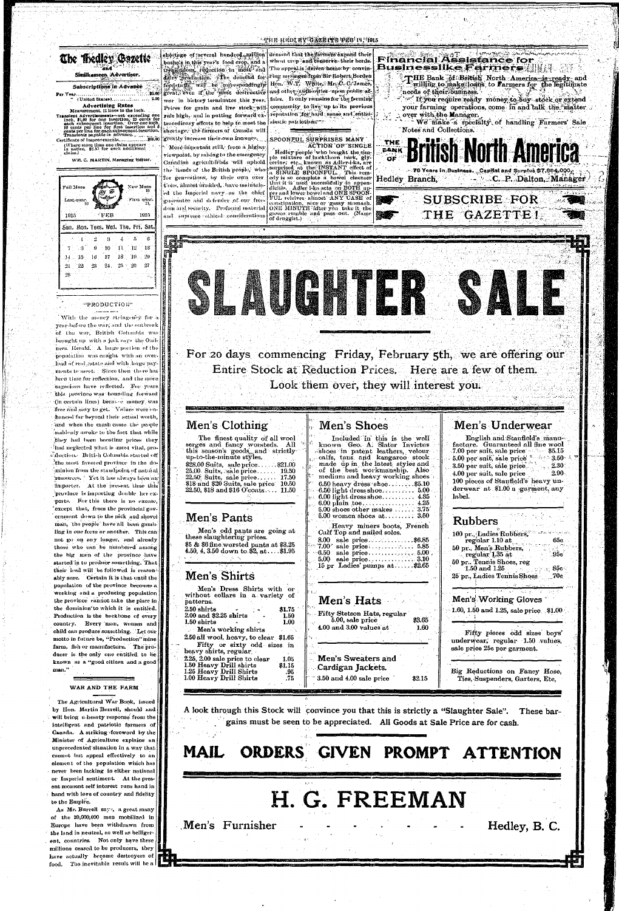# The Hedley Gazette

and

## Similkameen Advertiser.

**Subscriptions in Advance**

Per Year .......... $2.00
" (United States) .......... 2.50

**Advertising Rates**

Measurement, 12 lines to the inch.

Transient Advertisements—not exceeding one inch, $1.00 for one insertion, 25 cents for each subsequent insertion. Over one inch, 10 cents per line for first insertion and 5 cents per line for each subsequent insertion. Transients payable in advance.

Certificate of Improvements..........$10.00 (Where more than one claim appears in notice, $2.50 for each additional claim.)

WM. C. MARTIN, Managing Editor.

Full Moon 1 — New Moon 16
Last quar. 10 — First quar. 21

| 1915 | | | FEB | | | 1915 |
|---|---|---|---|---|---|---|
| Sun. | Mon. | Tues. | Wed. | Thu. | Fri. | Sat. |
| | 1 | 2 | 3 | 4 | 5 | 6 |
| 7 | 8 | 9 | 10 | 11 | 12 | 13 |
| 14 | 15 | 16 | 17 | 18 | 19 | 20 |
| 21 | 22 | 23 | 24 | 25 | 26 | 27 |
| 28 | | | | | | |

## "PRODUCTION"

With the money stringency for a year before the war, and the outbreak of the war, British Columbia was brought up with a jerk says the Omineca Herald. A large portion of the population was caught with an overload of real estate and with large payments to meet. Since then there has been time for reflection, and the more sagacious have reflected. For years this province was bounding forward (in certain lines) because money was free and easy to get. Values were enhanced far beyond their actual worth, and when the crash came the people suddenly awoke to the fact that while they had been boosting prices they had neglected what is most vital, production. British Columbia started off the most favored province in the dominion from the standpoint of natural resources. Yet it has always been an importer. At the present time this province is importing double her exports. For this there is no excuse, except that, from the provincial government down to the pick and shovel man, the people have all been gambling in one form or another. This can not go on any longer, and already those who can be numbered among the big men of the province have started in to produce something. That their lead will be followed is reasonably sure. Certain it is that until the population of the province becomes a working and a producing population the province cannot take the place in the dominion to which it is entitled. Production is the backbone of every country. Every man, women and child can produce something. Let our motto in future be, "Production" mine farm, fish or manufacture. The producer is the only one entitled to be known as a "good citizen and a good man."

## WAR AND THE FARM

The Agricultural War Book, issued by Hon. Martin Burrell, should and will bring a hearty response from the intelligent and patriotic farmers of Canada. A striking foreword by the Minister of Agriculture explains an unprecedented situation in a way that cannot but appeal effectively to an element of the population which has never been lacking in either national or Imperial sentiment. At the present moment self interest runs hand in hand with love of country and fidelity to the Empire.

As Mr. Burrell says, a great many of the 20,000,000 men mobilized in Europe have been withdrawn from the land in neutral, as well as belligerent, countries. Not only have these millions ceased to be producers, they have actually become destroyers of food. The inevitable result will be a shortage of several hundred million bushels in this year's food crop, and a tremendous reduction in meat and dairy production. The demand for foodstuffs will be correspondingly great, even if the most destructive war in history terminates this year. Prices for grain and live stock will rule high, and in putting forward extraordinary efforts to help to meet the shortage, the farmers of Canada will greatly increase their own incomes.

More important still, from a higher viewpoint, by raising to the emergency Canadian agriculturists will uphold the hands of the British people, who for generations, by their own exertions, almost unaided, have maintained the Imperial navy as the chief guarantee and defender of our freedom and security. Profound material and supreme ethical considerations demand that the farmers expand their wheat crop and conserve their herds. The appeal is driven home by convincing messages from Sir Robert Borden Hon. W. T. White, Mr. C. C. James and other authorities upon public affairs. It only remains for the farming community to live up to its previous reputation for hard sense and enthusiastic patriotism.

## SPOONFUL SURPRISES MANY ACTION OF SINGLE

Hedley people who bought the simple mixture of buckthorn bark, glycerine, etc., known as Adler-i-ka, are surprised at the INSTANT effect of a SINGLE SPOONFUL. This remedy is so complete a bowel cleanser that it is used successfully in appendicitis. Adler-i-ka acts on BOTH upper and lower bowel and ONE SPOONFUL relieves almost ANY CASE of constipation, sour or gassy stomach. ONE MINUTE after you take it the gasses rumble and pass out. (Name of druggist.)

## Financial Assistance for Businesslike Farmers

THE Bank of British North America is ready and willing to make loans to Farmers for the legitimate needs of their business.

If you require ready money to buy stock or extend your farming operations, come in and talk the matter over with the Manager.

We make a specialty of handling Farmers' Sale Notes and Collections.

# THE BANK OF British North America

78 Years in Business. Capital and Surplus $7,884,000

Hedley Branch, C. P. Dalton, Manager

**SUBSCRIBE FOR THE GAZETTE!**

# SLAUGHTER SALE

For 20 days commencing Friday, February 5th, we are offering our Entire Stock at Reduction Prices. Here are a few of them. Look them over, they will interest you.

### Men's Clothing

The finest quality of all wool serges and fancy worsteds. All this season's goods, and strictly up-to-the-minute styles.

$28.00 Suits, sale price......$21.00
25.00 Suits, sale price......19.50
22.50 Suits, sale price......17.50
$18 and $20 Suits, sale price 10.50
22.50, $18 and $16 O'coats....11.50

### Men's Pants

Men's odd pants are going at these slaughtering prices.

$5 & $6 fine worsted pants at $3.25
4.50, 4, 3.50 down to $2, at....$1.95

### Men's Shirts

Men's Dress Shirts with or without collars in a variety of patterns.

2.50 shirts .......... $1.75
2.00 and $2.25 shirts .......... 1.50
1.50 shirts .......... 1.00

Men's working shirts

2.50 all wool, heavy, to clear $1.65

Fifty or sixty odd sizes in heavy shirts, regular

2.25, 2.00 sale price to clear 1.05
1.50 Heavy Drill shirts $1.15
1.25 Heavy Drill Shirts .95
1.00 Heavy Drill Shirts .75

### Men's Shoes

Included in this is the well known Geo. A. Slater Invictus shoes in patent leathers, velour calfs, tans and kangaroo stock made up in the latest styles and of the best workmanship. Also medium and heavy working shoes

6.50 heavy dress shoe........$5.10
6.50 light dress shoe........5.00
6.00 light dress shoe........4.85
6.00 plain toe........4.25
5.00 shoes other makes........3.75
5.00 women shoes at........3.50

Heavy miners boots, French Calf Top and nailed soles.

8.00 sale price........$6.85
7.00 sale price........5.85
6.50 sale price........5.00
5.00 sale price........3.10
15 pr Ladies' pumps at........$2.65

### Men's Hats

Fifty Stetson Hats, regular 5.00, sale price .......... $3.65
4.00 and 3.00 values at .......... 1.60

### Men's Sweaters and Cardigan Jackets.

3.50 and 4.00 sale price .......... $2.15

### Men's Underwear

English and Stanfield's manufacture. Guaranteed all fine wool

7.00 per suit, sale price ......$5.15
5.00 per suit, sale price ......3.50
3.50 per suit, sale price ......2.30
4.00 per suit, sale price ......2.90

100 pieces of Stanfield's heavy underwear at $1.00 a garment, any label.

### Rubbers

100 pr., Ladies Rubbers, regular 1.10 at .......... 65c
50 pr., Men's Rubbers, regular 1.35 at .......... 95c
50 pr., Tennis Shoes, reg 1.50 and 1.25 .......... 85c
25 pr., Ladies Tennis Shoes .......... 70c

### Men's Working Gloves

1.60, 1.50 and 1.25, sale price $1.00

Fifty pieces odd sizes boys' underwear, regular 1.50 values, sale price 25c per garment.

Big Reductions on Fancy Hose, Ties, Suspenders, Garters, Etc.

A look through this Stock will convince you that this is strictly a "Slaughter Sale". These bargains must be seen to be appreciated. All Goods at Sale Price are for cash.

## MAIL ORDERS GIVEN PROMPT ATTENTION

# H. G. FREEMAN

Men's Furnisher — Hedley, B. C.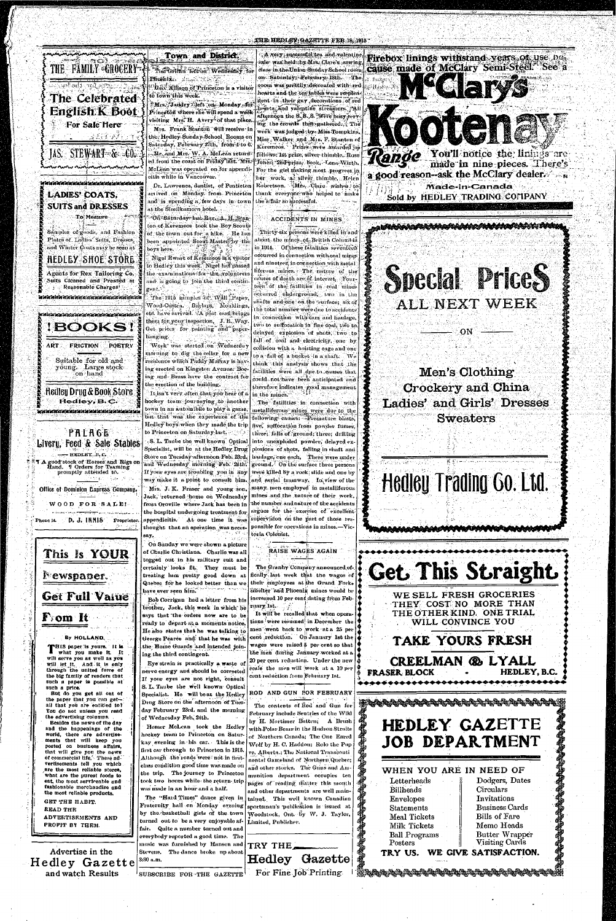THE FAMILY GROCERY

The Celebrated English K Boot

For Sale Here

JAS. STEWART & CO.

---

## LADIES' COATS, SUITS and DRESSES

To Measure

Samples of goods, and Fashion Plates of Ladies' Suits, Dresses, and Winter Coats may be seen at

**HEDLEY SHOE STORE**

Agents for Rex Tailoring Co. Suits Cleaned and Pressed at Reasonable Charges

---

## !BOOKS!

ART FRICTION POETRY

Suitable for old and young. Large stock on hand

**Hedley Drug & Book Store**
Hedley, B. C.

---

## PALACE
## Livery, Feed & Sale Stables

HEDLEY, B. C.

A good stock of Horses and Rigs on Hand. Orders for Teaming promptly attended to.

Office of Dominion Express Company.

WOOD FOR SALE!

Phone 14. D. J. INNIS Proprietor.

---

## This Is YOUR Newspaper. Get Full Value From It

By HOLLAND.

THIS paper is yours. It is what you make it. It will serve you as well as you will let it. And it is only through the united force of the big family of readers that such a paper is possible at such a price.

But do you get all out of the paper that you can get—all that you are entitled to? You do not unless you read the advertising columns.

Besides the news of the day and the happenings of the world, there are advertisements that will keep you posted on business affairs, that will give you the news of commercial life. These advertisements tell you which are the most reliable stores, what are the purest foods to eat, the most serviceable and fashionable merchandise and the most reliable products.

GET THE HABIT.
READ THE ADVERTISEMENTS AND PROFIT BY THEM.

Advertise in the Hedley Gazette and watch Results

---

## Town and District.

The Grimm left on Wednesday for Phoenix.

Geo. Allison of Princeton is a visitor to town this week.

Mrs. Jaudry left on Monday for Princeton where she will spend a week visiting Mrs. H. Avery of that place.

Mrs. Frank Stanton will receive in the Hedley Sunday School Rooms on Saturday, February 27th, from 4 to 6.

Mr. and Mrs. W. A. McLean returned from the coast on Friday last. Mrs. McLean was operated on for appendicitis while in Vancouver.

Dr. Lawrence, dentist, of Penticton arrived on Monday from Princeton and is spending a few days in town at the Similkameen hotel.

On Saturday last Rev. A. H. Stanton of Keremeos took the Boy Scouts of the town out for a hike. He has been appointed Scout Master by the boys here.

Nigel Ewart of Keremeos is a visitor to Hedley this week. Nigel has passed the examinations for the volunteers and is going to join the third contingent.

The 1915 samples of Wall Paper, Wood-Ossten, Burlaps, Mouldings, etc. have arrived. A post card brings them for your inspection. J. R. Way. Get prices for painting and paper-hanging.

Work was started on Wednesday morning to dig the cellar for a new residence which Paddy Murray is having erected on Kingston Avenue. Boeing and Brass have the contract for the erection of the building.

It isn't very often that you hear of a hockey team journeying to another town in an automobile to play a game, but that was the experience of the Hedley boys when they made the trip to Princeton on Saturday last.

S. L. Taube the well known Optical Specialist, will be at the Hedley Drug Store on Tuesday afternoon Feb. 23rd, and Wednesday morning Feb. 24th. If your eyes are troubling you in any way make it a point to consult him.

Mrs. J. K. Fraser and young son, Jack, returned home on Wednesday from Oroville where Jack has been in the hospital undergoing treatment for appendicitis. At one time it was thought that an operation was necessary.

On Sunday we were shown a picture of Charlie Christiana. Charlie was all togged out in his military suit and certainly looks fit. They must be treating him pretty good down at Quebec for he looked better than we have ever seen him.

Bob Corrigan had a letter from his brother, Jack, this week in which he says that the orders now are to be ready to depart at a moments notice. He also states that he was talking to George Pearce and that he was with the Home Guards and intended joining the third contingent.

Eye strain is practically a waste of nerve energy and should be corrected. If your eyes are not right, consult S. L. Taube the well known Optical Specialist. He will be at the Hedley Drug Store on the afternoon of Tuesday February 23rd. and the morning of Wednesday Feb. 24th.

Homer McLean took the Hedley hockey team to Princeton on Saturday evening in his car. This is the first car through to Princeton in 1915. Although the roads were not in first-class condition good time was made on the trip. The journey to Princeton took two hours while the return trip was made in an hour and a half.

The "Hard Times" dance given in Fraternity hall on Monday evening by the basketball girls of the town turned out to be a very enjoyable affair. Quite a number turned out and everybody reported a good time. The music was furnished by Hansen and Stevens. The dance broke up about 3:30 a.m.

SUBSCRIBE FOR THE GAZETTE

---

A very successful tea and valentine sale was held by Mrs. Clare's sewing class in the Union Sunday School room on Saturday, February 13th. The room was prettily decorated with red hearts and the tea tables were resplendent in their gay decorations of red hearts and valentine streamers. All afternoon the S. S. S. were busy serving the crowds that gathered. The work was judged by Miss Tompkins, Miss Walker and Mrs. F. Stanton of Keremeos. Prizes were awarded as follows: 1st prize, silver thimble, Rose Jones; 2nd prize, book, Lena Wirth. For the girl making most progress in her work, a silver thimble, Helen Robertson. Mrs. Clare wishes to thank everyone who helped to make the affair so successful.

### ACCIDENTS IN MINES

Thirty-six persons were killed in and about the mines of British Columbia in 1914. Of these fatalities seventeen occurred in connection with coal mines and nineteen in connection with metalliferous mines. The nature of the causes of death are of interest. Fourteen of the fatilities in coal mines occurred underground, two in the shafts and one on the surface; six of the total number were due to accidents in connection with cars and haulage, two to suffocation in fire coal, two to delayed explosion of shots, two to fall of coal and electricity, one by collision with a hoisting cage and one to a fall of a bucket in a shaft. We think this analysis shows that the fatilities were all due to causes that could not have been anticipated and therefore indicates good management in the mines.

The fatilities in connection with metalliferous mines were due to the following causes: Premature blasts, five; suffocation from powder fumes, three; falls of ground, three; drilling into unexploded powder, delayed explosions of shots, falling in shaft and haulage, one each. These were underground. On the surface three persons were killed by a rock slide and one by and aerial tramway. In view of the many men employed in metalliferous mines and the nature of their work, the number and nature of the accidents argues for the exercise of excellent supervision on the part of those responsible for operations in mines.—Victoria Colonist.

### RAISE WAGES AGAIN

The Granby Company announced officially last week that the wages of their employees at the Grand Forks smelter and Phoenix mines would be increased 10 per cent dating from February 1st.

It will be recalled that when operations were resumed in December the men went back to work at a 25 per cent reduction. On January 1st the wages were raised 5 per cent so that the men during January worked at a 20 per cent reduction. Under the new scale the men will work at a 10 per cent reduction from February 1st.

### ROD AND GUN FOR FEBRUARY

The contents of Rod and Gun for February include Sentries of the Wild by H. Mortimer Batten; A Brush with Polar Bears in the Hudson Straits of Northern Canada; The One Eared Wolf by H. C. Haddon; Rolo the Pup vs. Alberta; The National Transcontinental Gameland of Northern Quebec; and other stories. The Guns and Ammunition department occupies ten pages of reading matter this month and other departments are well maintained. This well known Canadian sportsman's publication is issued at Woodstock, Ont. by W. J. Taylor, Limited, Publisher.

TRY THE **Hedley Gazette** For Fine Job Printing

---

Firebox linings withstand years of use because made of McClary Semi-Steel. See a

## McClary's Kootenay Range

You'll notice the linings are made in nine pieces. There's a good reason—ask the McClary dealer.

Made-in-Canada

Sold by HEDLEY TRADING COMPANY

---

## Special Prices

ALL NEXT WEEK

ON

Men's Clothing
Crockery and China
Ladies' and Girls' Dresses
Sweaters

## Hedley Trading Co. Ltd.

---

## Get This Straight

WE SELL FRESH GROCERIES THEY COST NO MORE THAN THE OTHER KIND. ONE TRIAL WILL CONVINCE YOU

### TAKE YOURS FRESH

**CREELMAN & LYALL**

FRASER BLOCK - HEDLEY, B.C.

---

## HEDLEY GAZETTE JOB DEPARTMENT

WHEN YOU ARE IN NEED OF

| | |
|---|---|
| Letterheads | Dodgers, Dates |
| Billheads | Circulars |
| Envelopes | Invitations |
| Statements | Business Cards |
| Meal Tickets | Bills of Fare |
| Milk Tickets | Memo Heads |
| Ball Programs | Butter Wrapper |
| Posters | Visiting Cards |

TRY US. WE GIVE SATISFACTION.